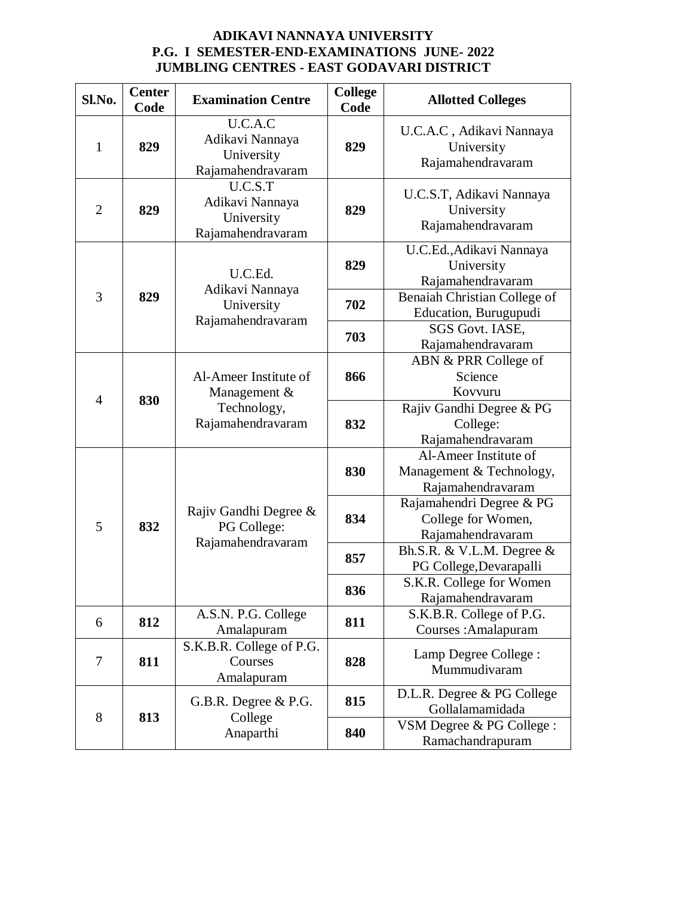# ADIKAVI NANNAYA UNIVERSITY
## P.G. I SEMESTER-END-EXAMINATIONS JUNE- 2022
## JUMBLING CENTRES - EAST GODAVARI DISTRICT

| Sl.No. | Center Code | Examination Centre | College Code | Allotted Colleges |
|---|---|---|---|---|
| 1 | **829** | U.C.A.C Adikavi Nannaya University Rajamahendravaram | **829** | U.C.A.C , Adikavi Nannaya University Rajamahendravaram |
| 2 | **829** | U.C.S.T Adikavi Nannaya University Rajamahendravaram | **829** | U.C.S.T, Adikavi Nannaya University Rajamahendravaram |
| 3 | **829** | U.C.Ed. Adikavi Nannaya University Rajamahendravaram | **829** | U.C.Ed.,Adikavi Nannaya University Rajamahendravaram |
| | | | **702** | Benaiah Christian College of Education, Burugupudi |
| | | | **703** | SGS Govt. IASE, Rajamahendravaram |
| 4 | **830** | Al-Ameer Institute of Management & Technology, Rajamahendravaram | **866** | ABN & PRR College of Science Kovvuru |
| | | | **832** | Rajiv Gandhi Degree & PG College: Rajamahendravaram |
| 5 | **832** | Rajiv Gandhi Degree & PG College: Rajamahendravaram | **830** | Al-Ameer Institute of Management & Technology, Rajamahendravaram |
| | | | **834** | Rajamahendri Degree & PG College for Women, Rajamahendravaram |
| | | | **857** | Bh.S.R. & V.L.M. Degree & PG College,Devarapalli |
| | | | **836** | S.K.R. College for Women Rajamahendravaram |
| 6 | **812** | A.S.N. P.G. College Amalapuram | **811** | S.K.B.R. College of P.G. Courses :Amalapuram |
| 7 | **811** | S.K.B.R. College of P.G. Courses Amalapuram | **828** | Lamp Degree College : Mummudivaram |
| 8 | **813** | G.B.R. Degree & P.G. College Anaparthi | **815** | D.L.R. Degree & PG College Gollalamamidada |
| | | | **840** | VSM Degree & PG College : Ramachandrapuram |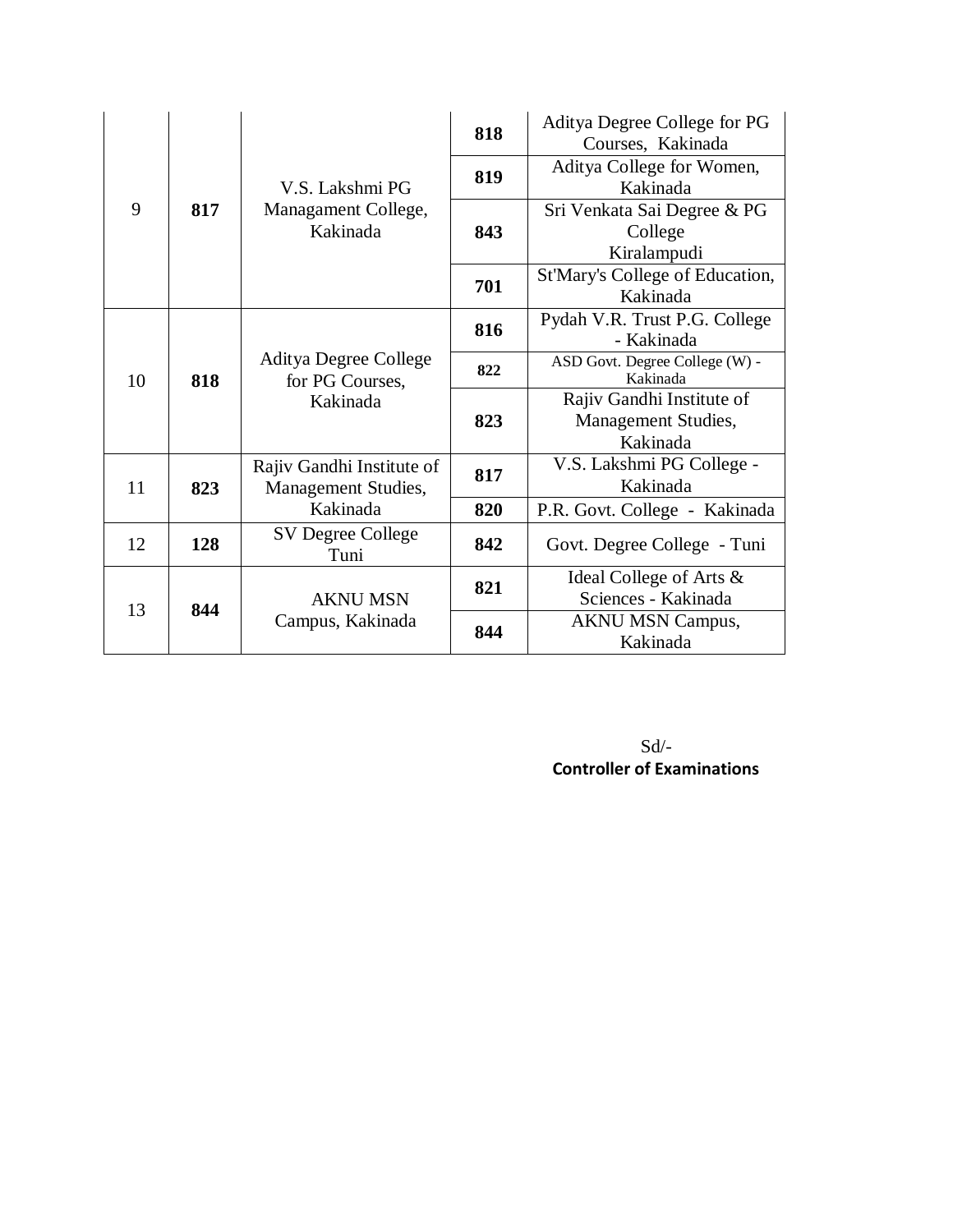| 9 | **817** | V.S. Lakshmi PG Managament College, Kakinada | **818** | Aditya Degree College for PG Courses, Kakinada |
|---|---|---|---|---|
| | | | **819** | Aditya College for Women, Kakinada |
| | | | **843** | Sri Venkata Sai Degree & PG College Kiralampudi |
| | | | **701** | St'Mary's College of Education, Kakinada |
| 10 | **818** | Aditya Degree College for PG Courses, Kakinada | **816** | Pydah V.R. Trust P.G. College - Kakinada |
| | | | **822** | ASD Govt. Degree College (W) - Kakinada |
| | | | **823** | Rajiv Gandhi Institute of Management Studies, Kakinada |
| 11 | **823** | Rajiv Gandhi Institute of Management Studies, Kakinada | **817** | V.S. Lakshmi PG College - Kakinada |
| | | | **820** | P.R. Govt. College - Kakinada |
| 12 | **128** | SV Degree College Tuni | **842** | Govt. Degree College - Tuni |
| 13 | **844** | AKNU MSN Campus, Kakinada | **821** | Ideal College of Arts & Sciences - Kakinada |
| | | | **844** | AKNU MSN Campus, Kakinada |

Sd/-
**Controller of Examinations**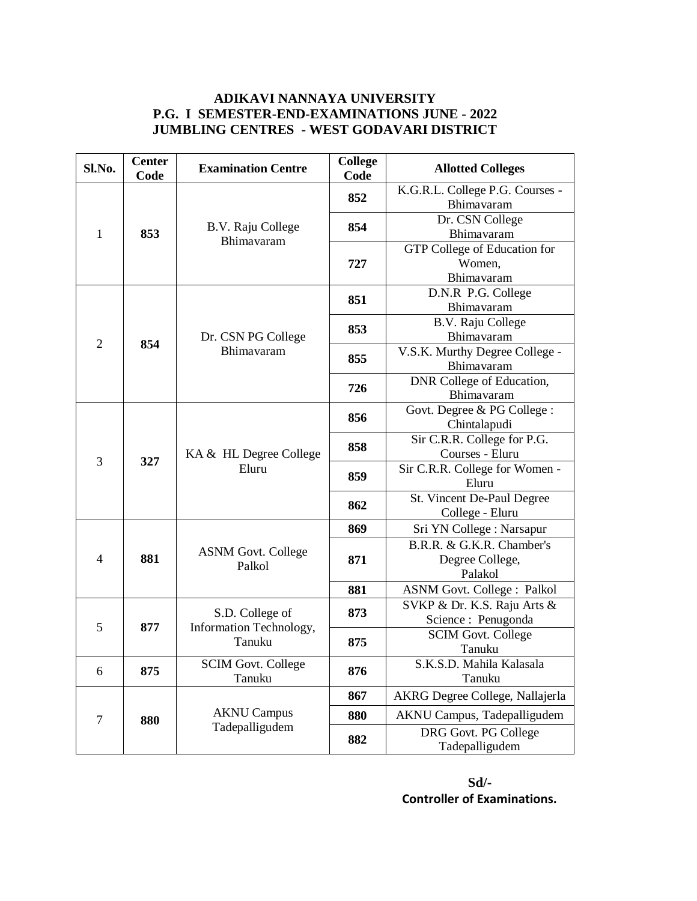**ADIKAVI NANNAYA UNIVERSITY**
**P.G. I SEMESTER-END-EXAMINATIONS JUNE - 2022**
**JUMBLING CENTRES - WEST GODAVARI DISTRICT**

| Sl.No. | Center Code | Examination Centre | College Code | Allotted Colleges |
|---|---|---|---|---|
| 1 | 853 | B.V. Raju College Bhimavaram | 852 | K.G.R.L. College P.G. Courses - Bhimavaram |
| | | | 854 | Dr. CSN College Bhimavaram |
| | | | 727 | GTP College of Education for Women, Bhimavaram |
| 2 | 854 | Dr. CSN PG College Bhimavaram | 851 | D.N.R P.G. College Bhimavaram |
| | | | 853 | B.V. Raju College Bhimavaram |
| | | | 855 | V.S.K. Murthy Degree College - Bhimavaram |
| | | | 726 | DNR College of Education, Bhimavaram |
| 3 | 327 | KA & HL Degree College Eluru | 856 | Govt. Degree & PG College : Chintalapudi |
| | | | 858 | Sir C.R.R. College for P.G. Courses - Eluru |
| | | | 859 | Sir C.R.R. College for Women - Eluru |
| | | | 862 | St. Vincent De-Paul Degree College - Eluru |
| 4 | 881 | ASNM Govt. College Palkol | 869 | Sri YN College : Narsapur |
| | | | 871 | B.R.R. & G.K.R. Chamber's Degree College, Palakol |
| | | | 881 | ASNM Govt. College : Palkol |
| 5 | 877 | S.D. College of Information Technology, Tanuku | 873 | SVKP & Dr. K.S. Raju Arts & Science : Penugonda |
| | | | 875 | SCIM Govt. College Tanuku |
| 6 | 875 | SCIM Govt. College Tanuku | 876 | S.K.S.D. Mahila Kalasala Tanuku |
| 7 | 880 | AKNU Campus Tadepalligudem | 867 | AKRG Degree College, Nallajerla |
| | | | 880 | AKNU Campus, Tadepalligudem |
| | | | 882 | DRG Govt. PG College Tadepalligudem |

**Sd/-**
**Controller of Examinations.**